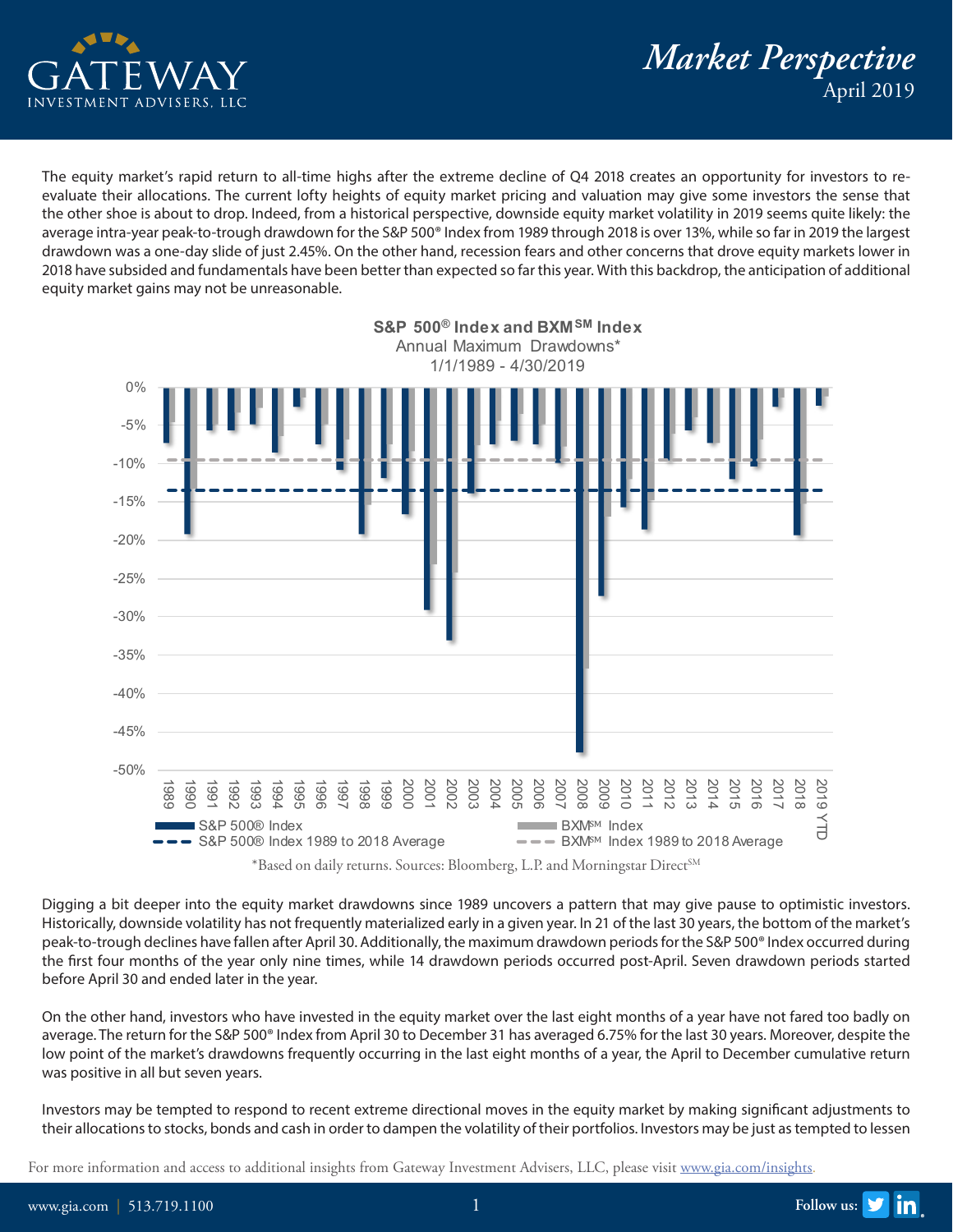# Market Perspective

April 2019

The equity market's rapid return to all-time highs after the extreme decline of Q4 2018 creates an opportunity for investors to re-evaluate their allocations. The current lofty heights of equity market pricing and valuation may give some investors the sense that the other shoe is about to drop. Indeed, from a historical perspective, downside equity market volatility in 2019 seems quite likely: the average intra-year peak-to-trough drawdown for the S&P 500® Index from 1989 through 2018 is over 13%, while so far in 2019 the largest drawdown was a one-day slide of just 2.45%. On the other hand, recession fears and other concerns that drove equity markets lower in 2018 have subsided and fundamentals have been better than expected so far this year. With this backdrop, the anticipation of additional equity market gains may not be unreasonable.

**S&P 500® Index and BXM℠ Index**
Annual Maximum Drawdowns*
1/1/1989 - 4/30/2019

*Based on daily returns. Sources: Bloomberg, L.P. and Morningstar Direct℠

Digging a bit deeper into the equity market drawdowns since 1989 uncovers a pattern that may give pause to optimistic investors. Historically, downside volatility has not frequently materialized early in a given year. In 21 of the last 30 years, the bottom of the market's peak-to-trough declines have fallen after April 30. Additionally, the maximum drawdown periods for the S&P 500® Index occurred during the first four months of the year only nine times, while 14 drawdown periods occurred post-April. Seven drawdown periods started before April 30 and ended later in the year.

On the other hand, investors who have invested in the equity market over the last eight months of a year have not fared too badly on average. The return for the S&P 500® Index from April 30 to December 31 has averaged 6.75% for the last 30 years. Moreover, despite the low point of the market's drawdowns frequently occurring in the last eight months of a year, the April to December cumulative return was positive in all but seven years.

Investors may be tempted to respond to recent extreme directional moves in the equity market by making significant adjustments to their allocations to stocks, bonds and cash in order to dampen the volatility of their portfolios. Investors may be just as tempted to lessen

For more information and access to additional insights from Gateway Investment Advisers, LLC, please visit www.gia.com/insights.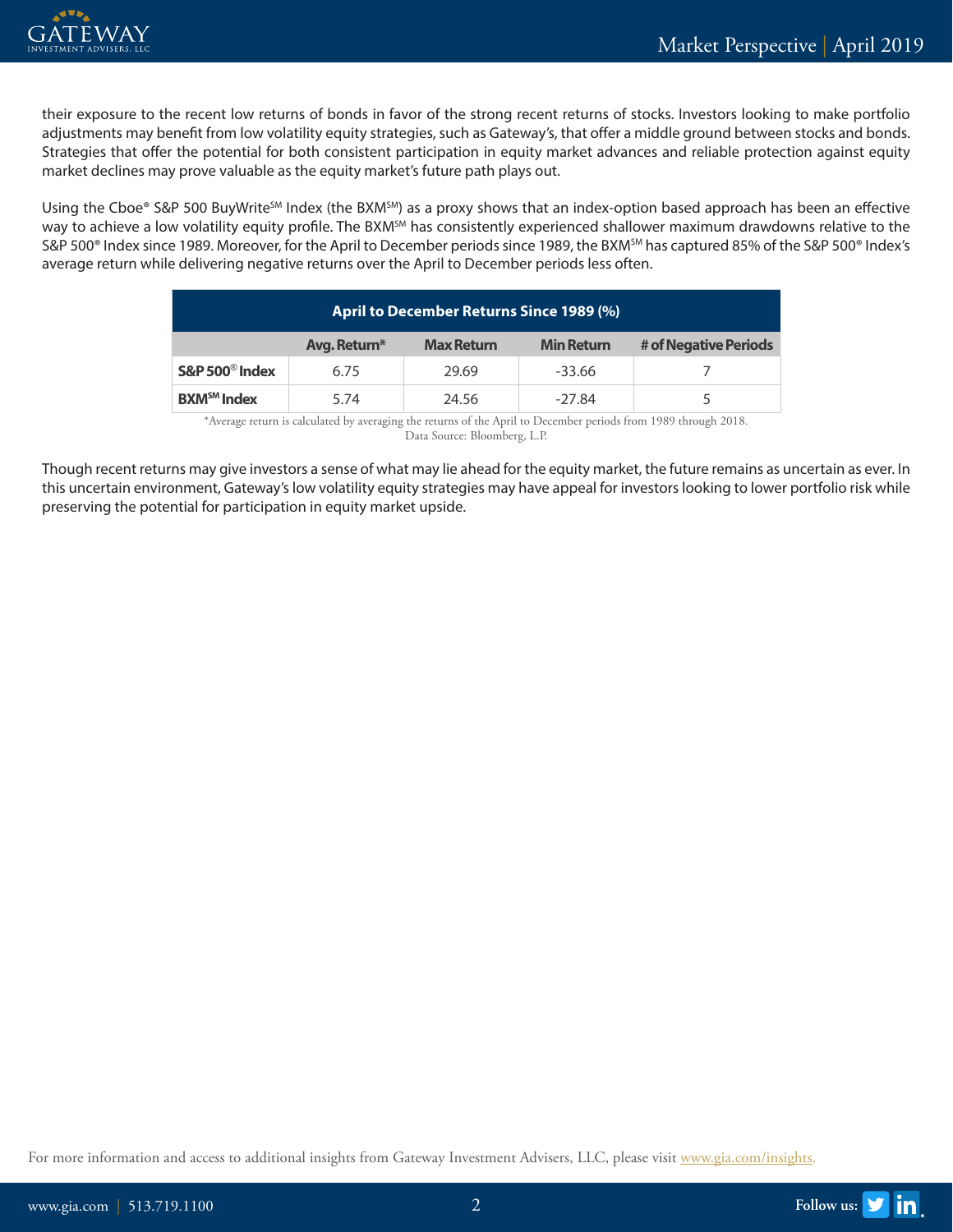their exposure to the recent low returns of bonds in favor of the strong recent returns of stocks. Investors looking to make portfolio adjustments may benefit from low volatility equity strategies, such as Gateway's, that offer a middle ground between stocks and bonds. Strategies that offer the potential for both consistent participation in equity market advances and reliable protection against equity market declines may prove valuable as the equity market's future path plays out.

Using the Cboe® S&P 500 BuyWrite℠ Index (the BXM℠) as a proxy shows that an index-option based approach has been an effective way to achieve a low volatility equity profile. The BXM℠ has consistently experienced shallower maximum drawdowns relative to the S&P 500® Index since 1989. Moreover, for the April to December periods since 1989, the BXM℠ has captured 85% of the S&P 500® Index's average return while delivering negative returns over the April to December periods less often.

**April to December Returns Since 1989 (%)**

| | Avg. Return* | Max Return | Min Return | # of Negative Periods |
|---|---|---|---|---|
| **S&P 500® Index** | 6.75 | 29.69 | -33.66 | 7 |
| **BXM℠ Index** | 5.74 | 24.56 | -27.84 | 5 |

*Average return is calculated by averaging the returns of the April to December periods from 1989 through 2018.
Data Source: Bloomberg, L.P.

Though recent returns may give investors a sense of what may lie ahead for the equity market, the future remains as uncertain as ever. In this uncertain environment, Gateway's low volatility equity strategies may have appeal for investors looking to lower portfolio risk while preserving the potential for participation in equity market upside.

For more information and access to additional insights from Gateway Investment Advisers, LLC, please visit www.gia.com/insights.